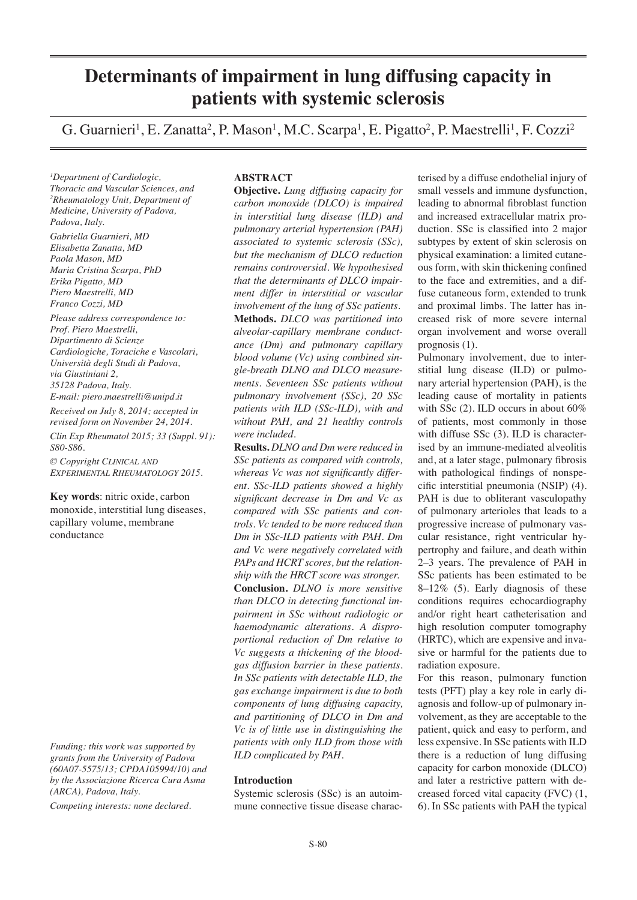# Determinants of impairment in lung diffusing capacity in patients with systemic sclerosis

G. Guarnieri[1], E. Zanatta[2], P. Mason[1], M.C. Scarpa[1], E. Pigatto[2], P. Maestrelli[1], F. Cozzi[2]

[1]*Department of Cardiologic, Thoracic and Vascular Sciences, and* [2]*Rheumatology Unit, Department of Medicine, University of Padova, Padova, Italy.*

*Gabriella Guarnieri, MD*
*Elisabetta Zanatta, MD*
*Paola Mason, MD*
*Maria Cristina Scarpa, PhD*
*Erika Pigatto, MD*
*Piero Maestrelli, MD*
*Franco Cozzi, MD*

*Please address correspondence to: Prof. Piero Maestrelli, Dipartimento di Scienze Cardiologiche, Toraciche e Vascolari, Università degli Studi di Padova, via Giustiniani 2, 35128 Padova, Italy.*
*E-mail: piero.maestrelli@unipd.it*

*Received on July 8, 2014; accepted in revised form on November 24, 2014.*

*Clin Exp Rheumatol 2015; 33 (Suppl. 91): S80-S86.*

*© Copyright Clinical and Experimental Rheumatology 2015.*

**Key words**: nitric oxide, carbon monoxide, interstitial lung diseases, capillary volume, membrane conductance

*Funding: this work was supported by grants from the University of Padova (60A07-5575/13; CPDA105994/10) and by the Associazione Ricerca Cura Asma (ARCA), Padova, Italy.*

*Competing interests: none declared.*

## ABSTRACT

**Objective.** *Lung diffusing capacity for carbon monoxide (DLCO) is impaired in interstitial lung disease (ILD) and pulmonary arterial hypertension (PAH) associated to systemic sclerosis (SSc), but the mechanism of DLCO reduction remains controversial. We hypothesised that the determinants of DLCO impairment differ in interstitial or vascular involvement of the lung of SSc patients.*

**Methods.** *DLCO was partitioned into alveolar-capillary membrane conductance (Dm) and pulmonary capillary blood volume (Vc) using combined single-breath DLNO and DLCO measurements. Seventeen SSc patients without pulmonary involvement (SSc), 20 SSc patients with ILD (SSc-ILD), with and without PAH, and 21 healthy controls were included.*

**Results.** *DLNO and Dm were reduced in SSc patients as compared with controls, whereas Vc was not significantly different. SSc-ILD patients showed a highly significant decrease in Dm and Vc as compared with SSc patients and controls. Vc tended to be more reduced than Dm in SSc-ILD patients with PAH. Dm and Vc were negatively correlated with PAPs and HCRT scores, but the relationship with the HRCT score was stronger.*

**Conclusion.** *DLNO is more sensitive than DLCO in detecting functional impairment in SSc without radiologic or haemodynamic alterations. A disproportional reduction of Dm relative to Vc suggests a thickening of the blood-gas diffusion barrier in these patients. In SSc patients with detectable ILD, the gas exchange impairment is due to both components of lung diffusing capacity, and partitioning of DLCO in Dm and Vc is of little use in distinguishing the patients with only ILD from those with ILD complicated by PAH.*

## Introduction

Systemic sclerosis (SSc) is an autoimmune connective tissue disease characterised by a diffuse endothelial injury of small vessels and immune dysfunction, leading to abnormal fibroblast function and increased extracellular matrix production. SSc is classified into 2 major subtypes by extent of skin sclerosis on physical examination: a limited cutaneous form, with skin thickening confined to the face and extremities, and a diffuse cutaneous form, extended to trunk and proximal limbs. The latter has increased risk of more severe internal organ involvement and worse overall prognosis (1).

Pulmonary involvement, due to interstitial lung disease (ILD) or pulmonary arterial hypertension (PAH), is the leading cause of mortality in patients with SSc (2). ILD occurs in about 60% of patients, most commonly in those with diffuse SSc (3). ILD is characterised by an immune-mediated alveolitis and, at a later stage, pulmonary fibrosis with pathological findings of nonspecific interstitial pneumonia (NSIP) (4). PAH is due to obliterant vasculopathy of pulmonary arterioles that leads to a progressive increase of pulmonary vascular resistance, right ventricular hypertrophy and failure, and death within 2–3 years. The prevalence of PAH in SSc patients has been estimated to be 8–12% (5). Early diagnosis of these conditions requires echocardiography and/or right heart catheterisation and high resolution computer tomography (HRTC), which are expensive and invasive or harmful for the patients due to radiation exposure.

For this reason, pulmonary function tests (PFT) play a key role in early diagnosis and follow-up of pulmonary involvement, as they are acceptable to the patient, quick and easy to perform, and less expensive. In SSc patients with ILD there is a reduction of lung diffusing capacity for carbon monoxide (DLCO) and later a restrictive pattern with decreased forced vital capacity (FVC) (1, 6). In SSc patients with PAH the typical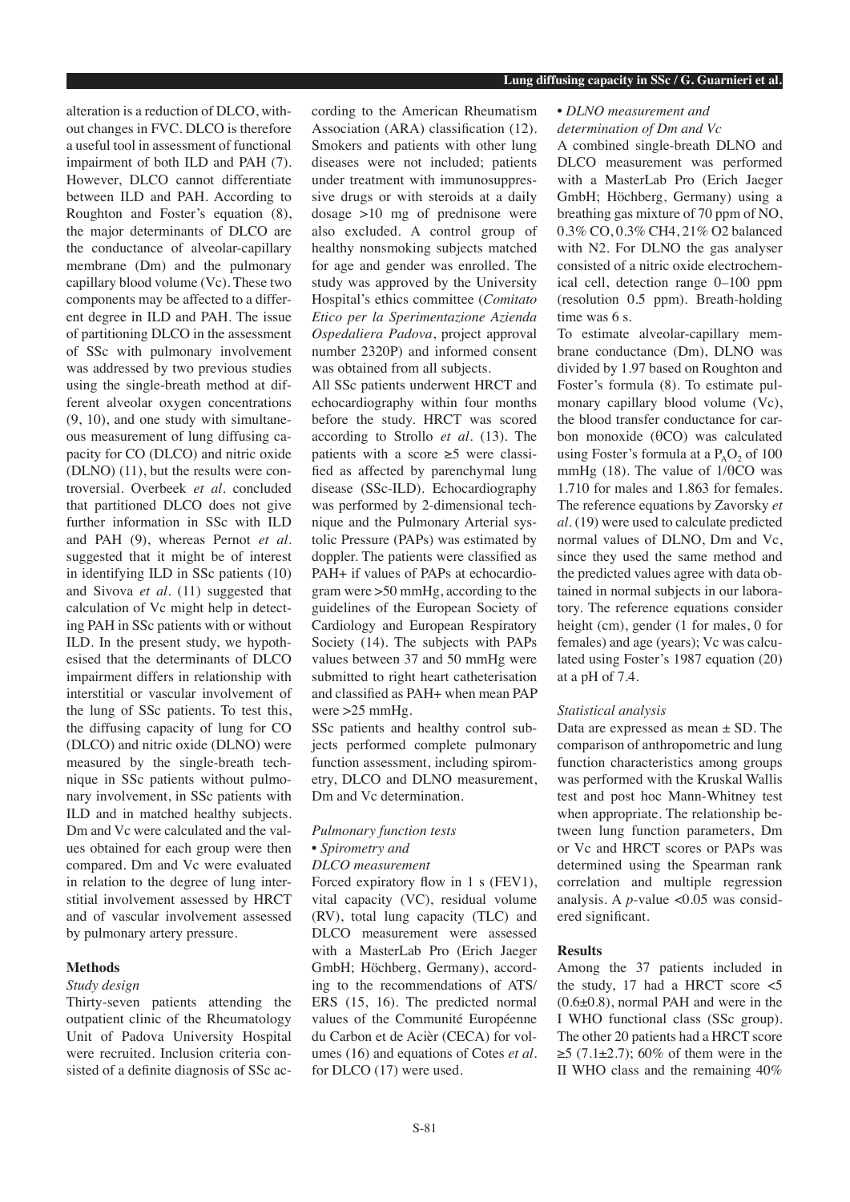alteration is a reduction of DLCO, without changes in FVC. DLCO is therefore a useful tool in assessment of functional impairment of both ILD and PAH (7). However, DLCO cannot differentiate between ILD and PAH. According to Roughton and Foster's equation (8), the major determinants of DLCO are the conductance of alveolar-capillary membrane (Dm) and the pulmonary capillary blood volume (Vc). These two components may be affected to a different degree in ILD and PAH. The issue of partitioning DLCO in the assessment of SSc with pulmonary involvement was addressed by two previous studies using the single-breath method at different alveolar oxygen concentrations (9, 10), and one study with simultaneous measurement of lung diffusing capacity for CO (DLCO) and nitric oxide (DLNO) (11), but the results were controversial. Overbeek *et al.* concluded that partitioned DLCO does not give further information in SSc with ILD and PAH (9), whereas Pernot *et al.* suggested that it might be of interest in identifying ILD in SSc patients (10) and Sivova *et al.* (11) suggested that calculation of Vc might help in detecting PAH in SSc patients with or without ILD. In the present study, we hypothesised that the determinants of DLCO impairment differs in relationship with interstitial or vascular involvement of the lung of SSc patients. To test this, the diffusing capacity of lung for CO (DLCO) and nitric oxide (DLNO) were measured by the single-breath technique in SSc patients without pulmonary involvement, in SSc patients with ILD and in matched healthy subjects. Dm and Vc were calculated and the values obtained for each group were then compared. Dm and Vc were evaluated in relation to the degree of lung interstitial involvement assessed by HRCT and of vascular involvement assessed by pulmonary artery pressure.

## Methods

### *Study design*

Thirty-seven patients attending the outpatient clinic of the Rheumatology Unit of Padova University Hospital were recruited. Inclusion criteria consisted of a definite diagnosis of SSc according to the American Rheumatism Association (ARA) classification (12). Smokers and patients with other lung diseases were not included; patients under treatment with immunosuppressive drugs or with steroids at a daily dosage >10 mg of prednisone were also excluded. A control group of healthy nonsmoking subjects matched for age and gender was enrolled. The study was approved by the University Hospital's ethics committee (*Comitato Etico per la Sperimentazione Azienda Ospedaliera Padova*, project approval number 2320P) and informed consent was obtained from all subjects.

All SSc patients underwent HRCT and echocardiography within four months before the study. HRCT was scored according to Strollo *et al.* (13). The patients with a score ≥5 were classified as affected by parenchymal lung disease (SSc-ILD). Echocardiography was performed by 2-dimensional technique and the Pulmonary Arterial systolic Pressure (PAPs) was estimated by doppler. The patients were classified as PAH+ if values of PAPs at echocardiogram were >50 mmHg, according to the guidelines of the European Society of Cardiology and European Respiratory Society (14). The subjects with PAPs values between 37 and 50 mmHg were submitted to right heart catheterisation and classified as PAH+ when mean PAP were >25 mmHg.

SSc patients and healthy control subjects performed complete pulmonary function assessment, including spirometry, DLCO and DLNO measurement, Dm and Vc determination.

### *Pulmonary function tests*

*• Spirometry and DLCO measurement*

Forced expiratory flow in 1 s (FEV1), vital capacity (VC), residual volume (RV), total lung capacity (TLC) and DLCO measurement were assessed with a MasterLab Pro (Erich Jaeger GmbH; Höchberg, Germany), according to the recommendations of ATS/ERS (15, 16). The predicted normal values of the Communité Européenne du Carbon et de Acièr (CECA) for volumes (16) and equations of Cotes *et al.* for DLCO (17) were used.

*• DLNO measurement and determination of Dm and Vc*

A combined single-breath DLNO and DLCO measurement was performed with a MasterLab Pro (Erich Jaeger GmbH; Höchberg, Germany) using a breathing gas mixture of 70 ppm of NO, 0.3% CO, 0.3% CH4, 21% O2 balanced with N2. For DLNO the gas analyser consisted of a nitric oxide electrochemical cell, detection range 0–100 ppm (resolution 0.5 ppm). Breath-holding time was 6 s.

To estimate alveolar-capillary membrane conductance (Dm), DLNO was divided by 1.97 based on Roughton and Foster's formula (8). To estimate pulmonary capillary blood volume (Vc), the blood transfer conductance for carbon monoxide (θCO) was calculated using Foster's formula at a $P_AO_2$ of 100 mmHg (18). The value of 1/θCO was 1.710 for males and 1.863 for females. The reference equations by Zavorsky *et al.* (19) were used to calculate predicted normal values of DLNO, Dm and Vc, since they used the same method and the predicted values agree with data obtained in normal subjects in our laboratory. The reference equations consider height (cm), gender (1 for males, 0 for females) and age (years); Vc was calculated using Foster's 1987 equation (20) at a pH of 7.4.

### *Statistical analysis*

Data are expressed as mean ± SD. The comparison of anthropometric and lung function characteristics among groups was performed with the Kruskal Wallis test and post hoc Mann-Whitney test when appropriate. The relationship between lung function parameters, Dm or Vc and HRCT scores or PAPs was determined using the Spearman rank correlation and multiple regression analysis. A $p$-value <0.05 was considered significant.

## Results

Among the 37 patients included in the study, 17 had a HRCT score <5 (0.6±0.8), normal PAH and were in the I WHO functional class (SSc group). The other 20 patients had a HRCT score ≥5 (7.1±2.7); 60% of them were in the II WHO class and the remaining 40%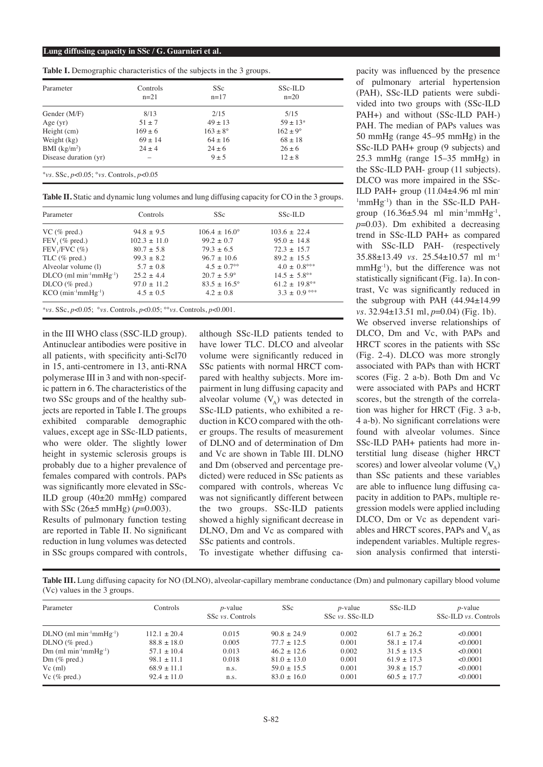**Table I.** Demographic characteristics of the subjects in the 3 groups.

| Parameter | Controls n=21 | SSc n=17 | SSc-ILD n=20 |
|---|---|---|---|
| Gender (M/F) | 8/13 | 2/15 | 5/15 |
| Age (yr) | 51 ± 7 | 49 ± 13 | 59 ± 13* |
| Height (cm) | 169 ± 6 | 163 ± 8° | 162 ± 9° |
| Weight (kg) | 69 ± 14 | 64 ± 16 | 68 ± 18 |
| BMI (kg/m$^2$) | 24 ± 4 | 24 ± 6 | 26 ± 6 |
| Disease duration (yr) | – | 9 ± 5 | 12 ± 8 |

**vs.* SSc, $p<0.05$; °*vs.* Controls, $p<0.05$

**Table II.** Static and dynamic lung volumes and lung diffusing capacity for CO in the 3 groups.

| Parameter | Controls | SSc | SSc-ILD |
|---|---|---|---|
| VC (% pred.) | 94.8 ± 9.5 | 106.4 ± 16.0° | 103.6 ± 22.4 |
| $FEV_1$ (% pred.) | 102.3 ± 11.0 | 99.2 ± 0.7 | 95.0 ± 14.8 |
| $FEV_1$/FVC (%) | 80.7 ± 5.8 | 79.3 ± 6.5 | 72.3 ± 15.7 |
| TLC (% pred.) | 99.3 ± 8.2 | 96.7 ± 10.6 | 89.2 ± 15.5 |
| Alveolar volume (l) | 5.7 ± 0.8 | 4.5 ± 0.7°° | 4.0 ± 0.8°°° |
| DLCO (ml $min^{-1}mmHg^{-1}$) | 25.2 ± 4.4 | 20.7 ± 5.9° | 14.5 ± 5.8°* |
| DLCO (% pred.) | 97.0 ± 11.2 | 83.5 ± 16.5° | 61.2 ± 19.8°* |
| KCO ($min^{-1}mmHg^{-1}$) | 4.5 ± 0.5 | 4.2 ± 0.8 | 3.3 ± 0.9 °°* |

**vs.* SSc, $p<0.05$; °*vs.* Controls, $p<0.05$; °°*vs.* Controls, $p<0.001$.

in the III WHO class (SSC-ILD group). Antinuclear antibodies were positive in all patients, with specificity anti-Scl70 in 15, anti-centromere in 13, anti-RNA polymerase III in 3 and with non-specific pattern in 6. The characteristics of the two SSc groups and of the healthy subjects are reported in Table I. The groups exhibited comparable demographic values, except age in SSc-ILD patients, who were older. The slightly lower height in systemic sclerosis groups is probably due to a higher prevalence of females compared with controls. PAPs was significantly more elevated in SSc-ILD group (40±20 mmHg) compared with SSc (26±5 mmHg) ($p$=0.003).

Results of pulmonary function testing are reported in Table II. No significant reduction in lung volumes was detected in SSc groups compared with controls, although SSc-ILD patients tended to have lower TLC. DLCO and alveolar volume were significantly reduced in SSc patients with normal HRCT compared with healthy subjects. More impairment in lung diffusing capacity and alveolar volume ($V_A$) was detected in SSc-ILD patients, who exhibited a reduction in KCO compared with the other groups. The results of measurement of DLNO and of determination of Dm and Vc are shown in Table III. DLNO and Dm (observed and percentage predicted) were reduced in SSc patients as compared with controls, whereas Vc was not significantly different between the two groups. SSc-ILD patients showed a highly significant decrease in DLNO, Dm and Vc as compared with SSc patients and controls.

To investigate whether diffusing capacity was influenced by the presence of pulmonary arterial hypertension (PAH), SSc-ILD patients were subdivided into two groups with (SSc-ILD PAH+) and without (SSc-ILD PAH-) PAH. The median of PAPs values was 50 mmHg (range 45–95 mmHg) in the SSc-ILD PAH+ group (9 subjects) and 25.3 mmHg (range 15–35 mmHg) in the SSc-ILD PAH- group (11 subjects). DLCO was more impaired in the SSc-ILD PAH+ group (11.04±4.96 ml $min^{-1}mmHg^{-1}$) than in the SSc-ILD PAH- group (16.36±5.94 ml $min^{-1}mmHg^{-1}$, $p$=0.03). Dm exhibited a decreasing trend in SSc-ILD PAH+ as compared with SSc-ILD PAH- (respectively 35.88±13.49 *vs.* 25.54±10.57 ml $m^{-1}$ $mmHg^{-1}$), but the difference was not statistically significant (Fig. 1a). In contrast, Vc was significantly reduced in the subgroup with PAH (44.94±14.99 *vs.* 32.94±13.51 ml, $p$=0.04) (Fig. 1b).

We observed inverse relationships of DLCO, Dm and Vc, with PAPs and HRCT scores in the patients with SSc (Fig. 2-4). DLCO was more strongly associated with PAPs than with HCRT scores (Fig. 2 a-b). Both Dm and Vc were associated with PAPs and HCRT scores, but the strength of the correlation was higher for HRCT (Fig. 3 a-b, 4 a-b). No significant correlations were found with alveolar volumes. Since SSc-ILD PAH+ patients had more interstitial lung disease (higher HRCT scores) and lower alveolar volume ($V_A$) than SSc patients and these variables are able to influence lung diffusing capacity in addition to PAPs, multiple regression models were applied including DLCO, Dm or Vc as dependent variables and HRCT scores, PAPs and $V_A$ as independent variables. Multiple regression analysis confirmed that intersti-

**Table III.** Lung diffusing capacity for NO (DLNO), alveolar-capillary membrane conductance (Dm) and pulmonary capillary blood volume (Vc) values in the 3 groups.

| Parameter | Controls | $p$-value SSc *vs.* Controls | SSc | $p$-value SSc *vs.* SSc-ILD | SSc-ILD | $p$-value SSc-ILD *vs.* Controls |
|---|---|---|---|---|---|---|
| DLNO (ml $min^{-1}mmHg^{-1}$) | 112.1 ± 20.4 | 0.015 | 90.8 ± 24.9 | 0.002 | 61.7 ± 26.2 | <0.0001 |
| DLNO (% pred.) | 88.8 ± 18.0 | 0.005 | 77.7 ± 12.5 | 0.001 | 58.1 ± 17.4 | <0.0001 |
| Dm (ml $min^{-1}mmHg^{-1}$) | 57.1 ± 10.4 | 0.013 | 46.2 ± 12.6 | 0.002 | 31.5 ± 13.5 | <0.0001 |
| Dm (% pred.) | 98.1 ± 11.1 | 0.018 | 81.0 ± 13.0 | 0.001 | 61.9 ± 17.3 | <0.0001 |
| Vc (ml) | 68.9 ± 11.1 | n.s. | 59.0 ± 15.5 | 0.001 | 39.8 ± 15.7 | <0.0001 |
| Vc (% pred.) | 92.4 ± 11.0 | n.s. | 83.0 ± 16.0 | 0.001 | 60.5 ± 17.7 | <0.0001 |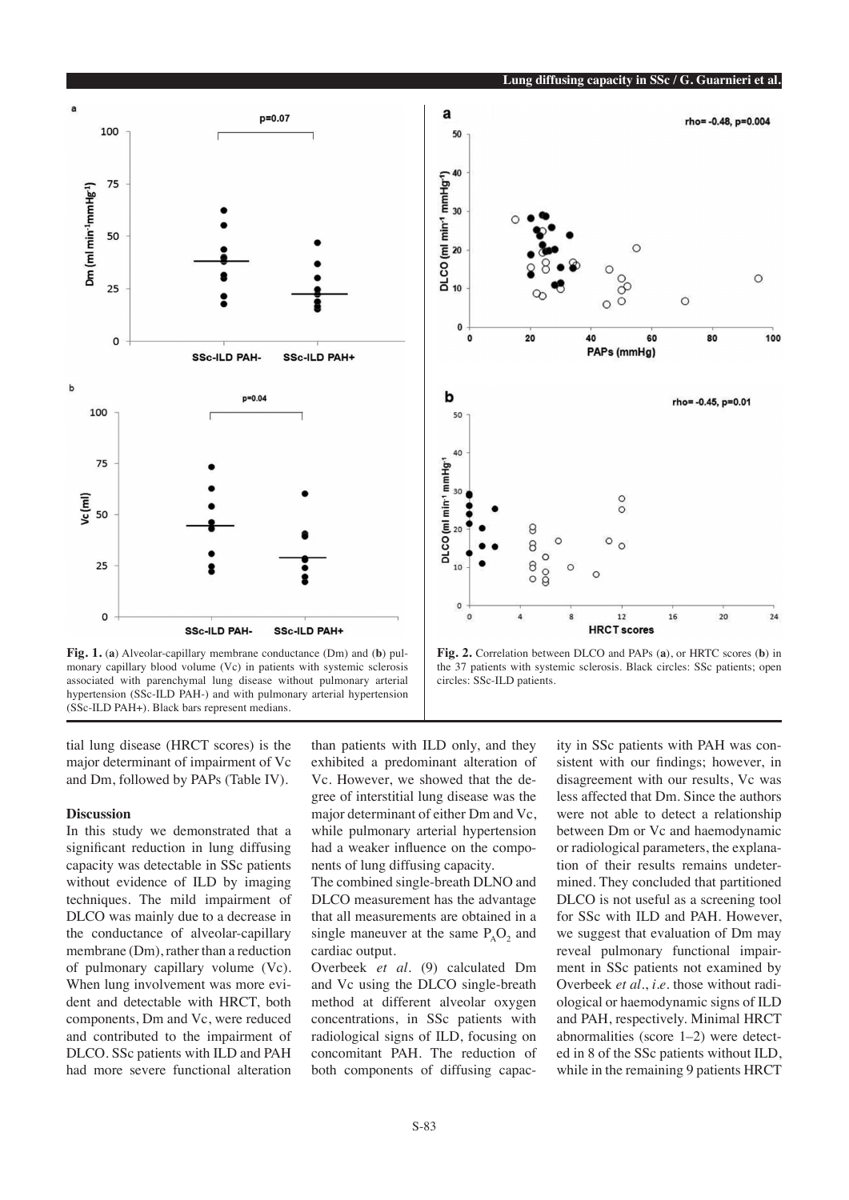Fig. 1. (**a**) Alveolar-capillary membrane conductance (Dm) and (**b**) pulmonary capillary blood volume (Vc) in patients with systemic sclerosis associated with parenchymal lung disease without pulmonary arterial hypertension (SSc-ILD PAH-) and with pulmonary arterial hypertension (SSc-ILD PAH+). Black bars represent medians.

Fig. 2. Correlation between DLCO and PAPs (**a**), or HRTC scores (**b**) in the 37 patients with systemic sclerosis. Black circles: SSc patients; open circles: SSc-ILD patients.

tial lung disease (HRCT scores) is the major determinant of impairment of Vc and Dm, followed by PAPs (Table IV).

## Discussion

In this study we demonstrated that a significant reduction in lung diffusing capacity was detectable in SSc patients without evidence of ILD by imaging techniques. The mild impairment of DLCO was mainly due to a decrease in the conductance of alveolar-capillary membrane (Dm), rather than a reduction of pulmonary capillary volume (Vc). When lung involvement was more evident and detectable with HRCT, both components, Dm and Vc, were reduced and contributed to the impairment of DLCO. SSc patients with ILD and PAH had more severe functional alteration than patients with ILD only, and they exhibited a predominant alteration of Vc. However, we showed that the degree of interstitial lung disease was the major determinant of either Dm and Vc, while pulmonary arterial hypertension had a weaker influence on the components of lung diffusing capacity.

The combined single-breath DLNO and DLCO measurement has the advantage that all measurements are obtained in a single maneuver at the same $P_AO_2$ and cardiac output.

Overbeek *et al.* (9) calculated Dm and Vc using the DLCO single-breath method at different alveolar oxygen concentrations, in SSc patients with radiological signs of ILD, focusing on concomitant PAH. The reduction of both components of diffusing capacity in SSc patients with PAH was consistent with our findings; however, in disagreement with our results, Vc was less affected that Dm. Since the authors were not able to detect a relationship between Dm or Vc and haemodynamic or radiological parameters, the explanation of their results remains undetermined. They concluded that partitioned DLCO is not useful as a screening tool for SSc with ILD and PAH. However, we suggest that evaluation of Dm may reveal pulmonary functional impairment in SSc patients not examined by Overbeek *et al.*, *i.e.* those without radiological or haemodynamic signs of ILD and PAH, respectively. Minimal HRCT abnormalities (score 1–2) were detected in 8 of the SSc patients without ILD, while in the remaining 9 patients HRCT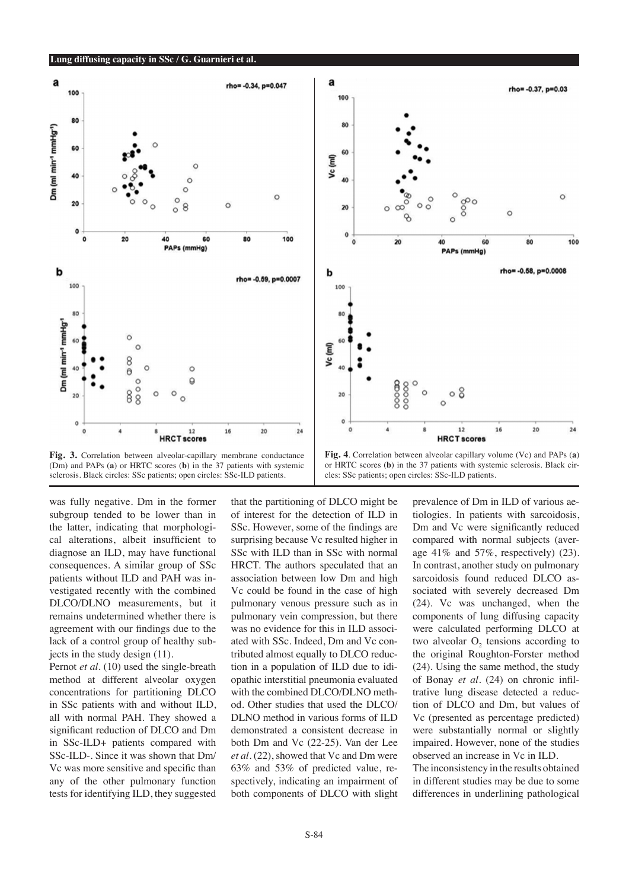**Fig. 3.** Correlation between alveolar-capillary membrane conductance (Dm) and PAPs (**a**) or HRTC scores (**b**) in the 37 patients with systemic sclerosis. Black circles: SSc patients; open circles: SSc-ILD patients.

**Fig. 4**. Correlation between alveolar capillary volume (Vc) and PAPs (**a**) or HRTC scores (**b**) in the 37 patients with systemic sclerosis. Black circles: SSc patients; open circles: SSc-ILD patients.

was fully negative. Dm in the former subgroup tended to be lower than in the latter, indicating that morphological alterations, albeit insufficient to diagnose an ILD, may have functional consequences. A similar group of SSc patients without ILD and PAH was investigated recently with the combined DLCO/DLNO measurements, but it remains undetermined whether there is agreement with our findings due to the lack of a control group of healthy subjects in the study design (11).

Pernot *et al.* (10) used the single-breath method at different alveolar oxygen concentrations for partitioning DLCO in SSc patients with and without ILD, all with normal PAH. They showed a significant reduction of DLCO and Dm in SSc-ILD+ patients compared with SSc-ILD-. Since it was shown that Dm/Vc was more sensitive and specific than any of the other pulmonary function tests for identifying ILD, they suggested that the partitioning of DLCO might be of interest for the detection of ILD in SSc. However, some of the findings are surprising because Vc resulted higher in SSc with ILD than in SSc with normal HRCT. The authors speculated that an association between low Dm and high Vc could be found in the case of high pulmonary venous pressure such as in pulmonary vein compression, but there was no evidence for this in ILD associated with SSc. Indeed, Dm and Vc contributed almost equally to DLCO reduction in a population of ILD due to idiopathic interstitial pneumonia evaluated with the combined DLCO/DLNO method. Other studies that used the DLCO/DLNO method in various forms of ILD demonstrated a consistent decrease in both Dm and Vc (22-25). Van der Lee *et al.* (22), showed that Vc and Dm were 63% and 53% of predicted value, respectively, indicating an impairment of both components of DLCO with slight prevalence of Dm in ILD of various aetiologies. In patients with sarcoidosis, Dm and Vc were significantly reduced compared with normal subjects (average 41% and 57%, respectively) (23). In contrast, another study on pulmonary sarcoidosis found reduced DLCO associated with severely decreased Dm (24). Vc was unchanged, when the components of lung diffusing capacity were calculated performing DLCO at two alveolar $O_2$ tensions according to the original Roughton-Forster method (24). Using the same method, the study of Bonay *et al.* (24) on chronic infiltrative lung disease detected a reduction of DLCO and Dm, but values of Vc (presented as percentage predicted) were substantially normal or slightly impaired. However, none of the studies observed an increase in Vc in ILD.

The inconsistency in the results obtained in different studies may be due to some differences in underlining pathological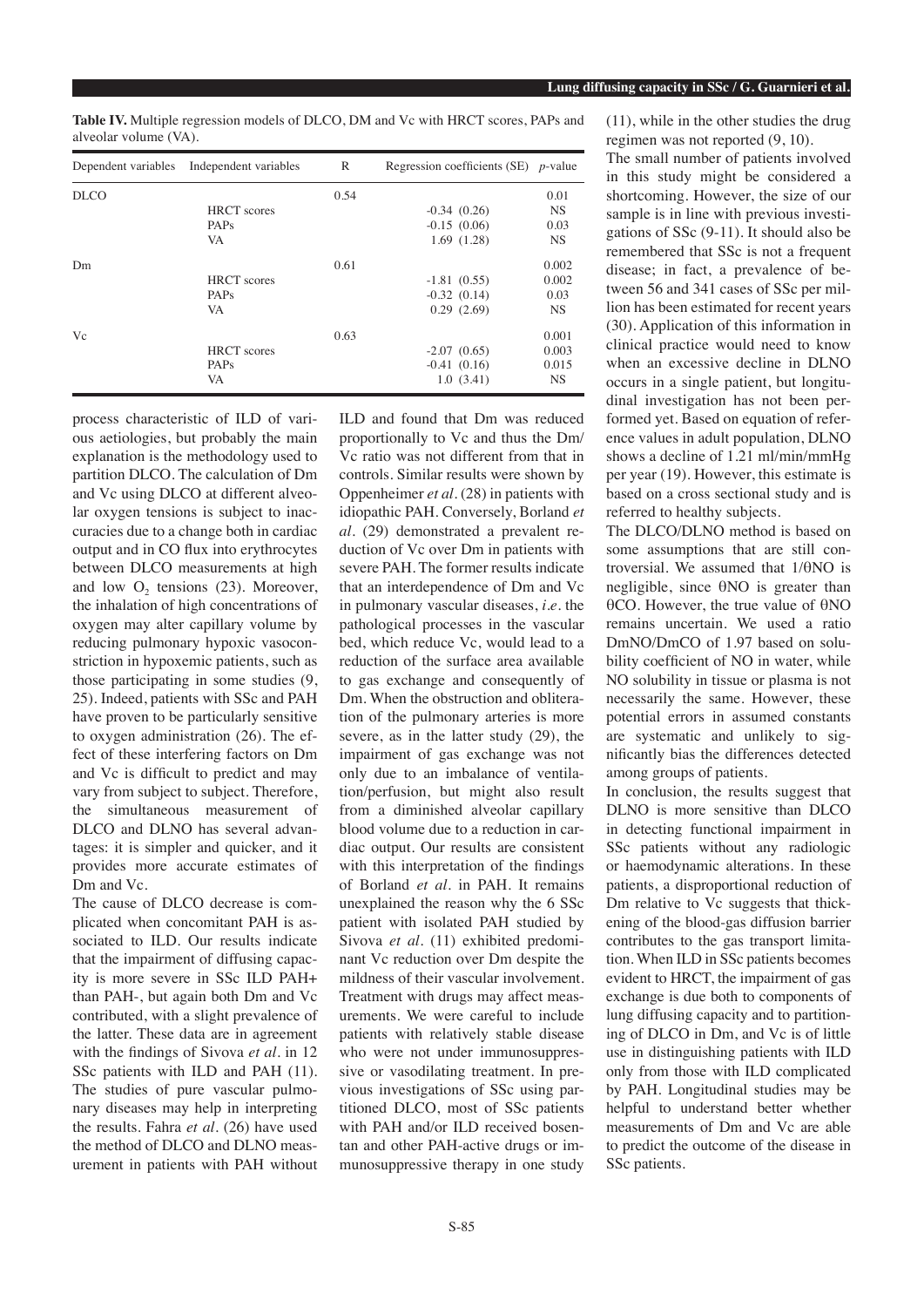**Table IV.** Multiple regression models of DLCO, DM and Vc with HRCT scores, PAPs and alveolar volume (VA).

| Dependent variables | Independent variables | R | Regression coefficients (SE) | *p*-value |
|---|---|---|---|---|
| DLCO | | 0.54 | | 0.01 |
| | HRCT scores | | -0.34 (0.26) | NS |
| | PAPs | | -0.15 (0.06) | 0.03 |
| | VA | | 1.69 (1.28) | NS |
| Dm | | 0.61 | | 0.002 |
| | HRCT scores | | -1.81 (0.55) | 0.002 |
| | PAPs | | -0.32 (0.14) | 0.03 |
| | VA | | 0.29 (2.69) | NS |
| Vc | | 0.63 | | 0.001 |
| | HRCT scores | | -2.07 (0.65) | 0.003 |
| | PAPs | | -0.41 (0.16) | 0.015 |
| | VA | | 1.0 (3.41) | NS |

process characteristic of ILD of various aetiologies, but probably the main explanation is the methodology used to partition DLCO. The calculation of Dm and Vc using DLCO at different alveolar oxygen tensions is subject to inaccuracies due to a change both in cardiac output and in CO flux into erythrocytes between DLCO measurements at high and low $O_2$ tensions (23). Moreover, the inhalation of high concentrations of oxygen may alter capillary volume by reducing pulmonary hypoxic vasoconstriction in hypoxemic patients, such as those participating in some studies (9, 25). Indeed, patients with SSc and PAH have proven to be particularly sensitive to oxygen administration (26). The effect of these interfering factors on Dm and Vc is difficult to predict and may vary from subject to subject. Therefore, the simultaneous measurement of DLCO and DLNO has several advantages: it is simpler and quicker, and it provides more accurate estimates of Dm and Vc.

The cause of DLCO decrease is complicated when concomitant PAH is associated to ILD. Our results indicate that the impairment of diffusing capacity is more severe in SSc ILD PAH+ than PAH-, but again both Dm and Vc contributed, with a slight prevalence of the latter. These data are in agreement with the findings of Sivova *et al.* in 12 SSc patients with ILD and PAH (11). The studies of pure vascular pulmonary diseases may help in interpreting the results. Fahra *et al.* (26) have used the method of DLCO and DLNO measurement in patients with PAH without ILD and found that Dm was reduced proportionally to Vc and thus the Dm/Vc ratio was not different from that in controls. Similar results were shown by Oppenheimer *et al.* (28) in patients with idiopathic PAH. Conversely, Borland *et al.* (29) demonstrated a prevalent reduction of Vc over Dm in patients with severe PAH. The former results indicate that an interdependence of Dm and Vc in pulmonary vascular diseases, *i.e.* the pathological processes in the vascular bed, which reduce Vc, would lead to a reduction of the surface area available to gas exchange and consequently of Dm. When the obstruction and obliteration of the pulmonary arteries is more severe, as in the latter study (29), the impairment of gas exchange was not only due to an imbalance of ventilation/perfusion, but might also result from a diminished alveolar capillary blood volume due to a reduction in cardiac output. Our results are consistent with this interpretation of the findings of Borland *et al.* in PAH. It remains unexplained the reason why the 6 SSc patient with isolated PAH studied by Sivova *et al.* (11) exhibited predominant Vc reduction over Dm despite the mildness of their vascular involvement. Treatment with drugs may affect measurements. We were careful to include patients with relatively stable disease who were not under immunosuppressive or vasodilating treatment. In previous investigations of SSc using partitioned DLCO, most of SSc patients with PAH and/or ILD received bosentan and other PAH-active drugs or immunosuppressive therapy in one study (11), while in the other studies the drug regimen was not reported (9, 10).

The small number of patients involved in this study might be considered a shortcoming. However, the size of our sample is in line with previous investigations of SSc (9-11). It should also be remembered that SSc is not a frequent disease; in fact, a prevalence of between 56 and 341 cases of SSc per million has been estimated for recent years (30). Application of this information in clinical practice would need to know when an excessive decline in DLNO occurs in a single patient, but longitudinal investigation has not been performed yet. Based on equation of reference values in adult population, DLNO shows a decline of 1.21 ml/min/mmHg per year (19). However, this estimate is based on a cross sectional study and is referred to healthy subjects.

The DLCO/DLNO method is based on some assumptions that are still controversial. We assumed that $1/\theta NO$ is negligible, since $\theta NO$ is greater than $\theta CO$. However, the true value of $\theta NO$ remains uncertain. We used a ratio DmNO/DmCO of 1.97 based on solubility coefficient of NO in water, while NO solubility in tissue or plasma is not necessarily the same. However, these potential errors in assumed constants are systematic and unlikely to significantly bias the differences detected among groups of patients.

In conclusion, the results suggest that DLNO is more sensitive than DLCO in detecting functional impairment in SSc patients without any radiologic or haemodynamic alterations. In these patients, a disproportional reduction of Dm relative to Vc suggests that thickening of the blood-gas diffusion barrier contributes to the gas transport limitation. When ILD in SSc patients becomes evident to HRCT, the impairment of gas exchange is due both to components of lung diffusing capacity and to partitioning of DLCO in Dm, and Vc is of little use in distinguishing patients with ILD only from those with ILD complicated by PAH. Longitudinal studies may be helpful to understand better whether measurements of Dm and Vc are able to predict the outcome of the disease in SSc patients.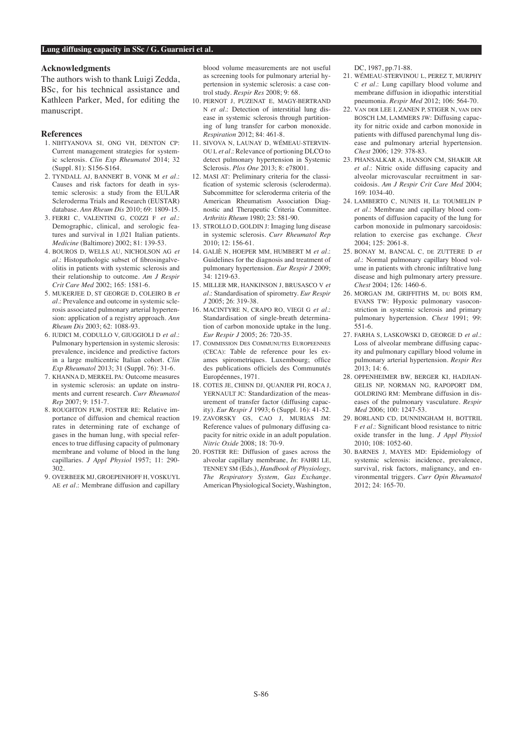## Acknowledgments

The authors wish to thank Luigi Zedda, BSc, for his technical assistance and Kathleen Parker, Med, for editing the manuscript.

## References

1. NIHTYANOVA SI, ONG VH, DENTON CP: Current management strategies for systemic sclerosis. *Clin Exp Rheumatol* 2014; 32 (Suppl. 81): S156-S164.
2. TYNDALL AJ, BANNERT B, VONK M *et al.*: Causes and risk factors for death in systemic sclerosis: a study from the EULAR Scleroderma Trials and Research (EUSTAR) database. *Ann Rheum Dis* 2010; 69: 1809-15.
3. FERRI C, VALENTINI G, COZZI F *et al.*: Demographic, clinical, and serologic features and survival in 1,021 Italian patients. *Medicine* (Baltimore) 2002; 81: 139-53.
4. BOUROS D, WELLS AU, NICHOLSON AG *et al.*: Histopathologic subset of fibrosingalveolitis in patients with systemic sclerosis and their relationship to outcome. *Am J Respir Crit Care Med* 2002; 165: 1581-6.
5. MUKERJEE D, ST GEORGE D, COLEIRO B *et al.*: Prevalence and outcome in systemic sclerosis associated pulmonary arterial hypertension: application of a registry approach. *Ann Rheum Dis* 2003; 62: 1088-93.
6. IUDICI M, CODULLO V, GIUGGIOLI D *et al.*: Pulmonary hypertension in systemic slerosis: prevalence, incidence and predictive factors in a large multicentric Italian cohort. *Clin Exp Rheumatol* 2013; 31 (Suppl. 76): 31-6.
7. KHANNA D, MERKEL PA: Outcome measures in systemic sclerosis: an update on instruments and current research. *Curr Rheumatol Rep* 2007; 9: 151-7.
8. ROUGHTON FLW, FOSTER RE: Relative importance of diffusion and chemical reaction rates in determining rate of exchange of gases in the human lung, with special references to true diffusing capacity of pulmonary membrane and volume of blood in the lung capillaries. *J Appl Physiol* 1957; 11: 290-302.
9. OVERBEEK MJ, GROEPENHOFF H, VOSKUYL AE *et al.*: Membrane diffusion and capillary blood volume measurements are not useful as screening tools for pulmonary arterial hypertension in systemic sclerosis: a case control study. *Respir Res* 2008; 9: 68.
10. PERNOT J, PUZENAT E, MAGY-BERTRAND N *et al.*: Detection of interstitial lung disease in systemic sclerosis through partitioning of lung transfer for carbon monoxide. *Respiration* 2012; 84: 461-8.
11. SIVOVA N, LAUNAY D, WÉMEAU-STERVINOU L *et al.*: Relevance of portioning DLCO to detect pulmonary hypertension in Systemic Sclerosis. *Plos One* 2013; 8: e78001.
12. MASI AT: Preliminary criteria for the classification of systemic sclerosis (scleroderma). Subcommittee for scleroderma criteria of the American Rheumatism Association Diagnostic and Therapeutic Criteria Committee. *Arthritis Rheum* 1980; 23: 581-90.
13. STROLLO D, GOLDIN J: Imaging lung disease in systemic sclerosis. *Curr Rheumatol Rep* 2010; 12: 156-61.
14. GALIÈ N, HOEPER MM, HUMBERT M *et al.*: Guidelines for the diagnosis and treatment of pulmonary hypertension. *Eur Respir J* 2009; 34: 1219-63.
15. MILLER MR, HANKINSON J, BRUSASCO V *et al.*: Standardisation of spirometry. *Eur Respir J* 2005; 26: 319-38.
16. MACINTYRE N, CRAPO RO, VIEGI G *et al.*: Standardisation of single-breath determination of carbon monoxide uptake in the lung. *Eur Respir J* 2005; 26: 720-35.
17. COMMISSION DES COMMUNUTES EUROPEENNES (CECA): Table de reference pour les examens spirometriques. Luxembourg; office des publications officiels des Communutés Européennes, 1971.
18. COTES JE, CHINN DJ, QUANJER PH, ROCA J, YERNAULT JC: Standardization of the measurement of transfer factor (diffusing capacity). *Eur Respir J* 1993; 6 (Suppl. 16): 41-52.
19. ZAVORSKY GS, CAO J, MURIAS JM: Reference values of pulmonary diffusing capacity for nitric oxide in an adult population. *Nitric Oxide* 2008; 18: 70-9.
20. FOSTER RE: Diffusion of gases across the alveolar capillary membrane, *In*: FAHRI LE, TENNEY SM (Eds.), *Handbook of Physiology, The Respiratory System, Gas Exchange*. American Physiological Society, Washington, DC, 1987, pp.71-88.
21. WÉMEAU-STERVINOU L, PEREZ T, MURPHY C *et al.*: Lung capillary blood volume and membrane diffusion in idiopathic interstitial pneumonia. *Respir Med* 2012; 106: 564-70.
22. VAN DER LEE I, ZANEN P, STIGER N, VAN DEN BOSCH LM, LAMMERS JW: Diffusing capacity for nitric oxide and carbon monoxide in patients with diffused parenchymal lung disease and pulmonary arterial hypertension. *Chest* 2006; 129: 378-83.
23. PHANSALKAR A, HANSON CM, SHAKIR AR *et al.*: Nitric oxide diffusing capacity and alveolar microvascular recruitment in sarcoidosis. *Am J Respir Crit Care Med* 2004; 169: 1034-40.
24. LAMBERTO C, NUNES H, LE TOUMELIN P *et al.*: Membrane and capillary blood components of diffusion capacity of the lung for carbon monoxide in pulmonary sarcoidosis: relation to exercise gas exchange. *Chest* 2004; 125: 2061-8.
25. BONAY M, BANCAL C, DE ZUTTERE D *et al.*: Normal pulmonary capillary blood volume in patients with chronic infiltrative lung disease and high pulmonary artery pressure. *Chest* 2004; 126: 1460-6.
26. MORGAN JM, GRIFFITHS M, DU BOIS RM, EVANS TW: Hypoxic pulmonary vasoconstriction in systemic sclerosis and primary pulmonary hypertension. *Chest* 1991; 99: 551-6.
27. FARHA S, LASKOWSKI D, GEORGE D *et al.*: Loss of alveolar membrane diffusing capacity and pulmonary capillary blood volume in pulmonary arterial hypertension. *Respir Res* 2013; 14: 6.
28. OPPENHEIMER BW, BERGER KI, HADJIANGELIS NP, NORMAN NG, RAPOPORT DM, GOLDRING RM: Membrane diffusion in diseases of the pulmonary vasculature. *Respir Med* 2006; 100: 1247-53.
29. BORLAND CD, DUNNINGHAM H, BOTTRIL F *et al.*: Significant blood resistance to nitric oxide transfer in the lung. *J Appl Physiol* 2010; 108: 1052-60.
30. BARNES J, MAYES MD: Epidemiology of systemic sclerosis: incidence, prevalence, survival, risk factors, malignancy, and environmental triggers. *Curr Opin Rheumatol* 2012; 24: 165-70.